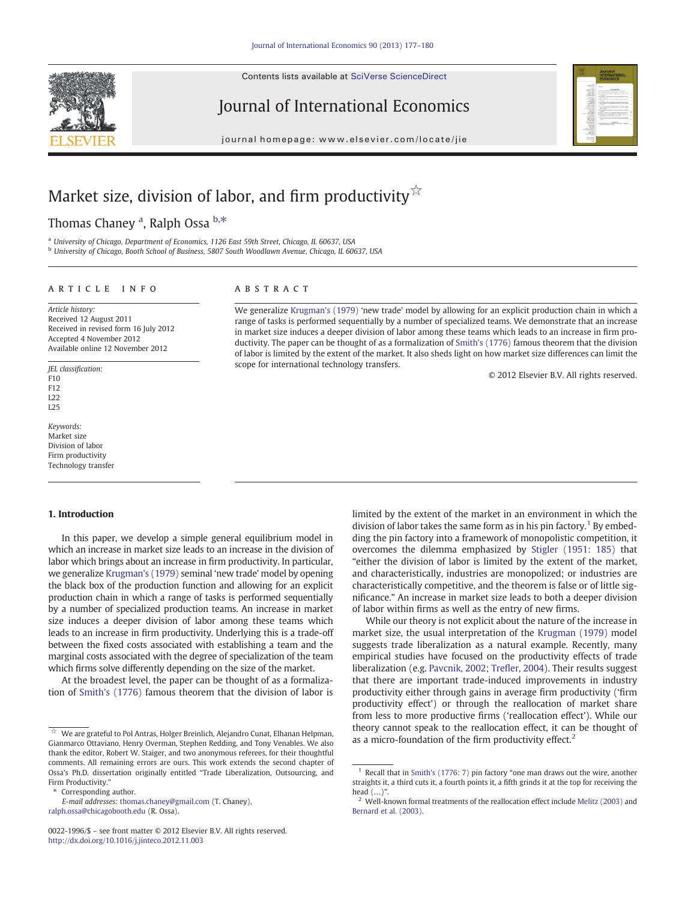# Market size, division of labor, and firm productivity☆

Thomas Chaney [a], Ralph Ossa [b,*]

[a] University of Chicago, Department of Economics, 1126 East 59th Street, Chicago, IL 60637, USA
[b] University of Chicago, Booth School of Business, 5807 South Woodlawn Avenue, Chicago, IL 60637, USA

**ARTICLE INFO**

*Article history:*
Received 12 August 2011
Received in revised form 16 July 2012
Accepted 4 November 2012
Available online 12 November 2012

*JEL classification:*
F10
F12
L22
L25

*Keywords:*
Market size
Division of labor
Firm productivity
Technology transfer

**ABSTRACT**

We generalize Krugman's (1979) 'new trade' model by allowing for an explicit production chain in which a range of tasks is performed sequentially by a number of specialized teams. We demonstrate that an increase in market size induces a deeper division of labor among these teams which leads to an increase in firm productivity. The paper can be thought of as a formalization of Smith's (1776) famous theorem that the division of labor is limited by the extent of the market. It also sheds light on how market size differences can limit the scope for international technology transfers.

© 2012 Elsevier B.V. All rights reserved.

## 1. Introduction

In this paper, we develop a simple general equilibrium model in which an increase in market size leads to an increase in the division of labor which brings about an increase in firm productivity. In particular, we generalize Krugman's (1979) seminal 'new trade' model by opening the black box of the production function and allowing for an explicit production chain in which a range of tasks is performed sequentially by a number of specialized production teams. An increase in market size induces a deeper division of labor among these teams which leads to an increase in firm productivity. Underlying this is a trade-off between the fixed costs associated with establishing a team and the marginal costs associated with the degree of specialization of the team which firms solve differently depending on the size of the market.

At the broadest level, the paper can be thought of as a formalization of Smith's (1776) famous theorem that the division of labor is limited by the extent of the market in an environment in which the division of labor takes the same form as in his pin factory.[1] By embedding the pin factory into a framework of monopolistic competition, it overcomes the dilemma emphasized by Stigler (1951: 185) that "either the division of labor is limited by the extent of the market, and characteristically, industries are monopolized; or industries are characteristically competitive, and the theorem is false or of little significance." An increase in market size leads to both a deeper division of labor within firms as well as the entry of new firms.

While our theory is not explicit about the nature of the increase in market size, the usual interpretation of the Krugman (1979) model suggests trade liberalization as a natural example. Recently, many empirical studies have focused on the productivity effects of trade liberalization (e.g. Pavcnik, 2002; Trefler, 2004). Their results suggest that there are important trade-induced improvements in industry productivity either through gains in average firm productivity ('firm productivity effect') or through the reallocation of market share from less to more productive firms ('reallocation effect'). While our theory cannot speak to the reallocation effect, it can be thought of as a micro-foundation of the firm productivity effect.[2]

---

☆ We are grateful to Pol Antras, Holger Breinlich, Alejandro Cunat, Elhanan Helpman, Gianmarco Ottaviano, Henry Overman, Stephen Redding, and Tony Venables. We also thank the editor, Robert W. Staiger, and two anonymous referees, for their thoughtful comments. All remaining errors are ours. This work extends the second chapter of Ossa's Ph.D. dissertation originally entitled "Trade Liberalization, Outsourcing, and Firm Productivity."

\* Corresponding author.
E-mail addresses: thomas.chaney@gmail.com (T. Chaney), ralph.ossa@chicagobooth.edu (R. Ossa).

[1] Recall that in Smith's (1776: 7) pin factory "one man draws out the wire, another straights it, a third cuts it, a fourth points it, a fifth grinds it at the top for receiving the head (…)".

[2] Well-known formal treatments of the reallocation effect include Melitz (2003) and Bernard et al. (2003).

0022-1996/$ – see front matter © 2012 Elsevier B.V. All rights reserved.
http://dx.doi.org/10.1016/j.jinteco.2012.11.003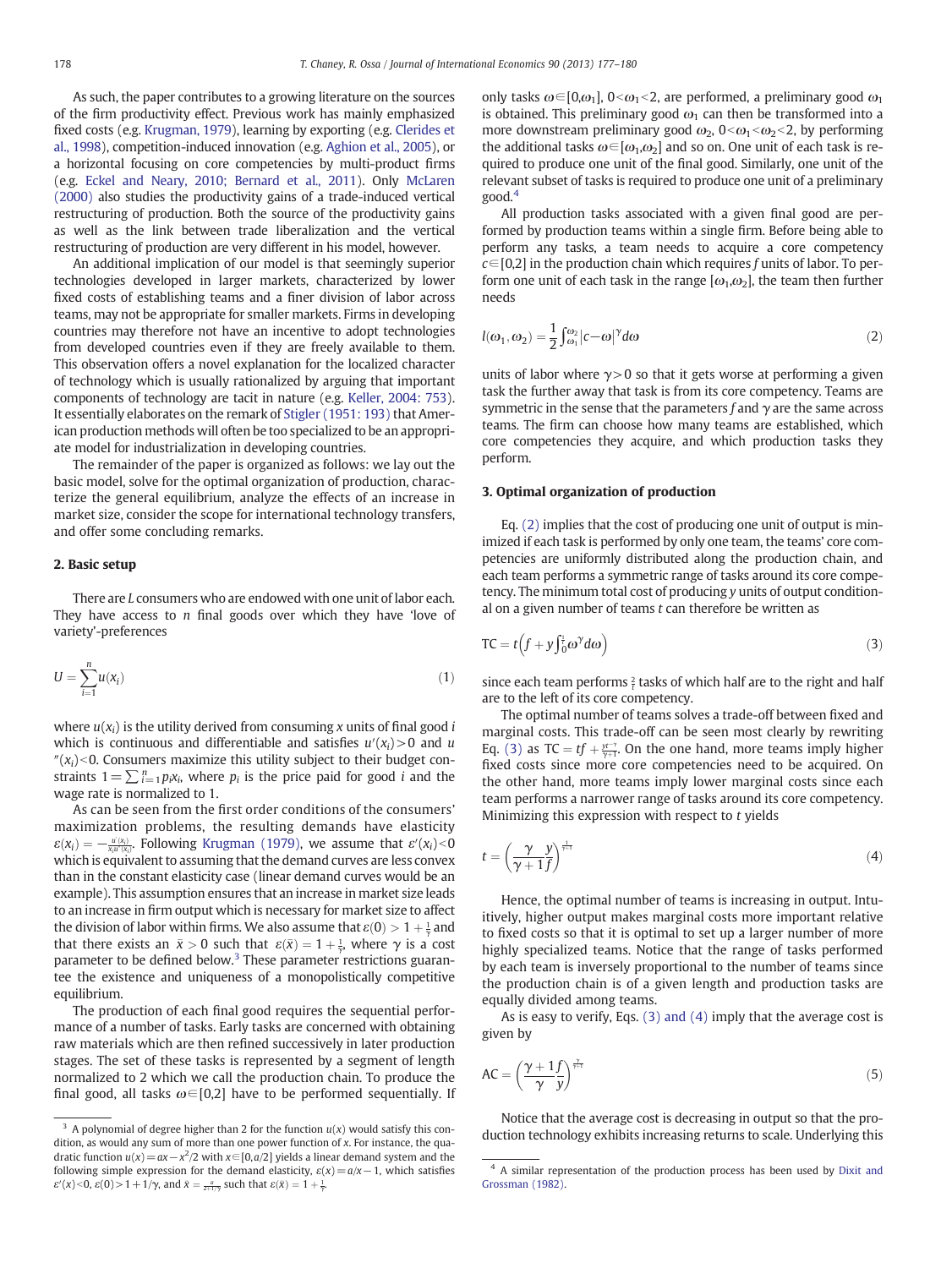As such, the paper contributes to a growing literature on the sources of the firm productivity effect. Previous work has mainly emphasized fixed costs (e.g. Krugman, 1979), learning by exporting (e.g. Clerides et al., 1998), competition-induced innovation (e.g. Aghion et al., 2005), or a horizontal focusing on core competencies by multi-product firms (e.g. Eckel and Neary, 2010; Bernard et al., 2011). Only McLaren (2000) also studies the productivity gains of a trade-induced vertical restructuring of production. Both the source of the productivity gains as well as the link between trade liberalization and the vertical restructuring of production are very different in his model, however.

An additional implication of our model is that seemingly superior technologies developed in larger markets, characterized by lower fixed costs of establishing teams and a finer division of labor across teams, may not be appropriate for smaller markets. Firms in developing countries may therefore not have an incentive to adopt technologies from developed countries even if they are freely available to them. This observation offers a novel explanation for the localized character of technology which is usually rationalized by arguing that important components of technology are tacit in nature (e.g. Keller, 2004: 753). It essentially elaborates on the remark of Stigler (1951: 193) that American production methods will often be too specialized to be an appropriate model for industrialization in developing countries.

The remainder of the paper is organized as follows: we lay out the basic model, solve for the optimal organization of production, characterize the general equilibrium, analyze the effects of an increase in market size, consider the scope for international technology transfers, and offer some concluding remarks.

## 2. Basic setup

There are $L$ consumers who are endowed with one unit of labor each. They have access to $n$ final goods over which they have 'love of variety'-preferences

$$U = \sum_{i=1}^{n} u(x_i) \tag{1}$$

where $u(x_i)$ is the utility derived from consuming $x$ units of final good $i$ which is continuous and differentiable and satisfies $u'(x_i) > 0$ and $u''(x_i) < 0$. Consumers maximize this utility subject to their budget constraints $1 = \sum_{i=1}^{n} p_i x_i$, where $p_i$ is the price paid for good $i$ and the wage rate is normalized to 1.

As can be seen from the first order conditions of the consumers' maximization problems, the resulting demands have elasticity $\varepsilon(x_i) = -\frac{u'(x_i)}{x_i u''(x_i)}$. Following Krugman (1979), we assume that $\varepsilon'(x_i) < 0$ which is equivalent to assuming that the demand curves are less convex than in the constant elasticity case (linear demand curves would be an example). This assumption ensures that an increase in market size leads to an increase in firm output which is necessary for market size to affect the division of labor within firms. We also assume that $\varepsilon(0) > 1 + \frac{1}{\gamma}$ and that there exists an $\bar{x} > 0$ such that $\varepsilon(\bar{x}) = 1 + \frac{1}{\gamma}$, where $\gamma$ is a cost parameter to be defined below.[3] These parameter restrictions guarantee the existence and uniqueness of a monopolistically competitive equilibrium.

The production of each final good requires the sequential performance of a number of tasks. Early tasks are concerned with obtaining raw materials which are then refined successively in later production stages. The set of these tasks is represented by a segment of length normalized to 2 which we call the production chain. To produce the final good, all tasks $\omega \in [0,2]$ have to be performed sequentially. If only tasks $\omega \in [0,\omega_1]$, $0 < \omega_1 < 2$, are performed, a preliminary good $\omega_1$ is obtained. This preliminary good $\omega_1$ can then be transformed into a more downstream preliminary good $\omega_2$, $0 < \omega_1 < \omega_2 < 2$, by performing the additional tasks $\omega \in [\omega_1, \omega_2]$ and so on. One unit of each task is required to produce one unit of the final good. Similarly, one unit of the relevant subset of tasks is required to produce one unit of a preliminary good.[4]

All production tasks associated with a given final good are performed by production teams within a single firm. Before being able to perform any tasks, a team needs to acquire a core competency $c \in [0,2]$ in the production chain which requires $f$ units of labor. To perform one unit of each task in the range $[\omega_1, \omega_2]$, the team then further needs

$$l(\omega_1, \omega_2) = \frac{1}{2} \int_{\omega_1}^{\omega_2} |c - \omega|^{\gamma} d\omega \tag{2}$$

units of labor where $\gamma > 0$ so that it gets worse at performing a given task the further away that task is from its core competency. Teams are symmetric in the sense that the parameters $f$ and $\gamma$ are the same across teams. The firm can choose how many teams are established, which core competencies they acquire, and which production tasks they perform.

## 3. Optimal organization of production

Eq. (2) implies that the cost of producing one unit of output is minimized if each task is performed by only one team, the teams' core competencies are uniformly distributed along the production chain, and each team performs a symmetric range of tasks around its core competency. The minimum total cost of producing $y$ units of output conditional on a given number of teams $t$ can therefore be written as

$$\text{TC} = t\left(f + y \int_0^{\frac{1}{t}} \omega^{\gamma} d\omega\right) \tag{3}$$

since each team performs $\frac{2}{t}$ tasks of which half are to the right and half are to the left of its core competency.

The optimal number of teams solves a trade-off between fixed and marginal costs. This trade-off can be seen most clearly by rewriting Eq. (3) as $\text{TC} = tf + \frac{yt^{-\gamma}}{\gamma+1}$. On the one hand, more teams imply higher fixed costs since more core competencies need to be acquired. On the other hand, more teams imply lower marginal costs since each team performs a narrower range of tasks around its core competency. Minimizing this expression with respect to $t$ yields

$$t = \left(\frac{\gamma}{\gamma+1} \frac{y}{f}\right)^{\frac{1}{\gamma+1}} \tag{4}$$

Hence, the optimal number of teams is increasing in output. Intuitively, higher output makes marginal costs more important relative to fixed costs so that it is optimal to set up a larger number of more highly specialized teams. Notice that the range of tasks performed by each team is inversely proportional to the number of teams since the production chain is of a given length and production tasks are equally divided among teams.

As is easy to verify, Eqs. (3) and (4) imply that the average cost is given by

$$\text{AC} = \left(\frac{\gamma+1}{\gamma} \frac{f}{y}\right)^{\frac{\gamma}{\gamma+1}} \tag{5}$$

Notice that the average cost is decreasing in output so that the production technology exhibits increasing returns to scale. Underlying this

---

[3] A polynomial of degree higher than 2 for the function $u(x)$ would satisfy this condition, as would any sum of more than one power function of $x$. For instance, the quadratic function $u(x) = ax - x^2/2$ with $x \in [0, a/2]$ yields a linear demand system and the following simple expression for the demand elasticity, $\varepsilon(x) = a/x - 1$, which satisfies $\varepsilon'(x) < 0$, $\varepsilon(0) > 1 + 1/\gamma$, and $\bar{x} = \frac{a}{2 + 1/\gamma}$ such that $\varepsilon(\bar{x}) = 1 + \frac{1}{\gamma}$.

[4] A similar representation of the production process has been used by Dixit and Grossman (1982).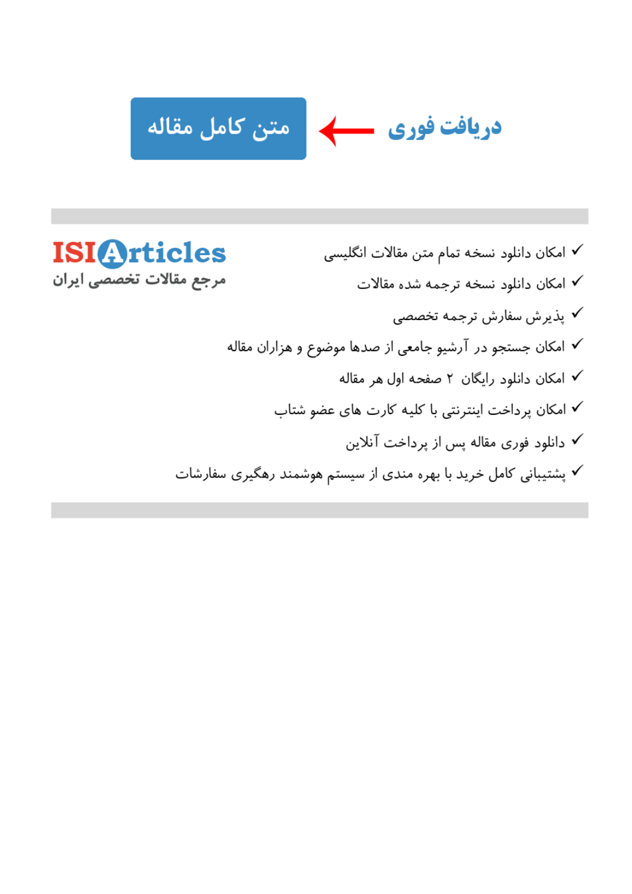دریافت فوری ← **متن کامل مقاله**

**ISIArticles**
مرجع مقالات تخصصی ایران

- ✓ امکان دانلود نسخه تمام متن مقالات انگلیسی
- ✓ امکان دانلود نسخه ترجمه شده مقالات
- ✓ پذیرش سفارش ترجمه تخصصی
- ✓ امکان جستجو در آرشیو جامعی از صدها موضوع و هزاران مقاله
- ✓ امکان دانلود رایگان ۲ صفحه اول هر مقاله
- ✓ امکان پرداخت اینترنتی با کلیه کارت های عضو شتاب
- ✓ دانلود فوری مقاله پس از پرداخت آنلاین
- ✓ پشتیبانی کامل خرید با بهره مندی از سیستم هوشمند رهگیری سفارشات